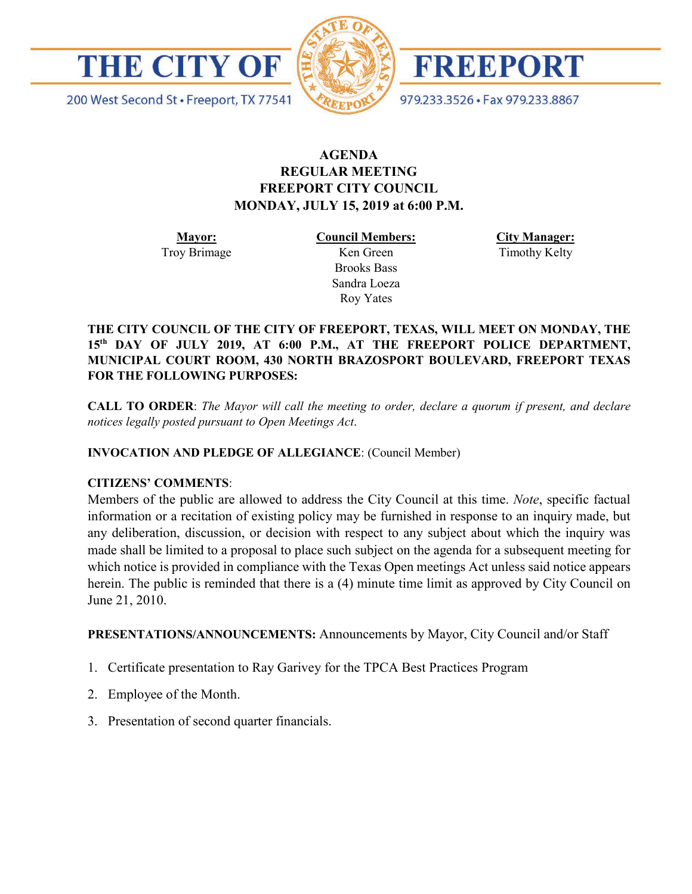# THE CITY OF FREEPORT

200 West Second St • Freeport, TX 77541

979.233.3526 • Fax 979.233.8867

**AGENDA**
**REGULAR MEETING**
**FREEPORT CITY COUNCIL**
**MONDAY, JULY 15, 2019 at 6:00 P.M.**

| Mayor: | Council Members: | City Manager: |
|---|---|---|
| Troy Brimage | Ken Green | Timothy Kelty |
| | Brooks Bass | |
| | Sandra Loeza | |
| | Roy Yates | |

**THE CITY COUNCIL OF THE CITY OF FREEPORT, TEXAS, WILL MEET ON MONDAY, THE 15th DAY OF JULY 2019, AT 6:00 P.M., AT THE FREEPORT POLICE DEPARTMENT, MUNICIPAL COURT ROOM, 430 NORTH BRAZOSPORT BOULEVARD, FREEPORT TEXAS FOR THE FOLLOWING PURPOSES:**

**CALL TO ORDER**: *The Mayor will call the meeting to order, declare a quorum if present, and declare notices legally posted pursuant to Open Meetings Act.*

**INVOCATION AND PLEDGE OF ALLEGIANCE**: (Council Member)

**CITIZENS' COMMENTS**:
Members of the public are allowed to address the City Council at this time. *Note*, specific factual information or a recitation of existing policy may be furnished in response to an inquiry made, but any deliberation, discussion, or decision with respect to any subject about which the inquiry was made shall be limited to a proposal to place such subject on the agenda for a subsequent meeting for which notice is provided in compliance with the Texas Open meetings Act unless said notice appears herein. The public is reminded that there is a (4) minute time limit as approved by City Council on June 21, 2010.

**PRESENTATIONS/ANNOUNCEMENTS:** Announcements by Mayor, City Council and/or Staff

1. Certificate presentation to Ray Garivey for the TPCA Best Practices Program
2. Employee of the Month.
3. Presentation of second quarter financials.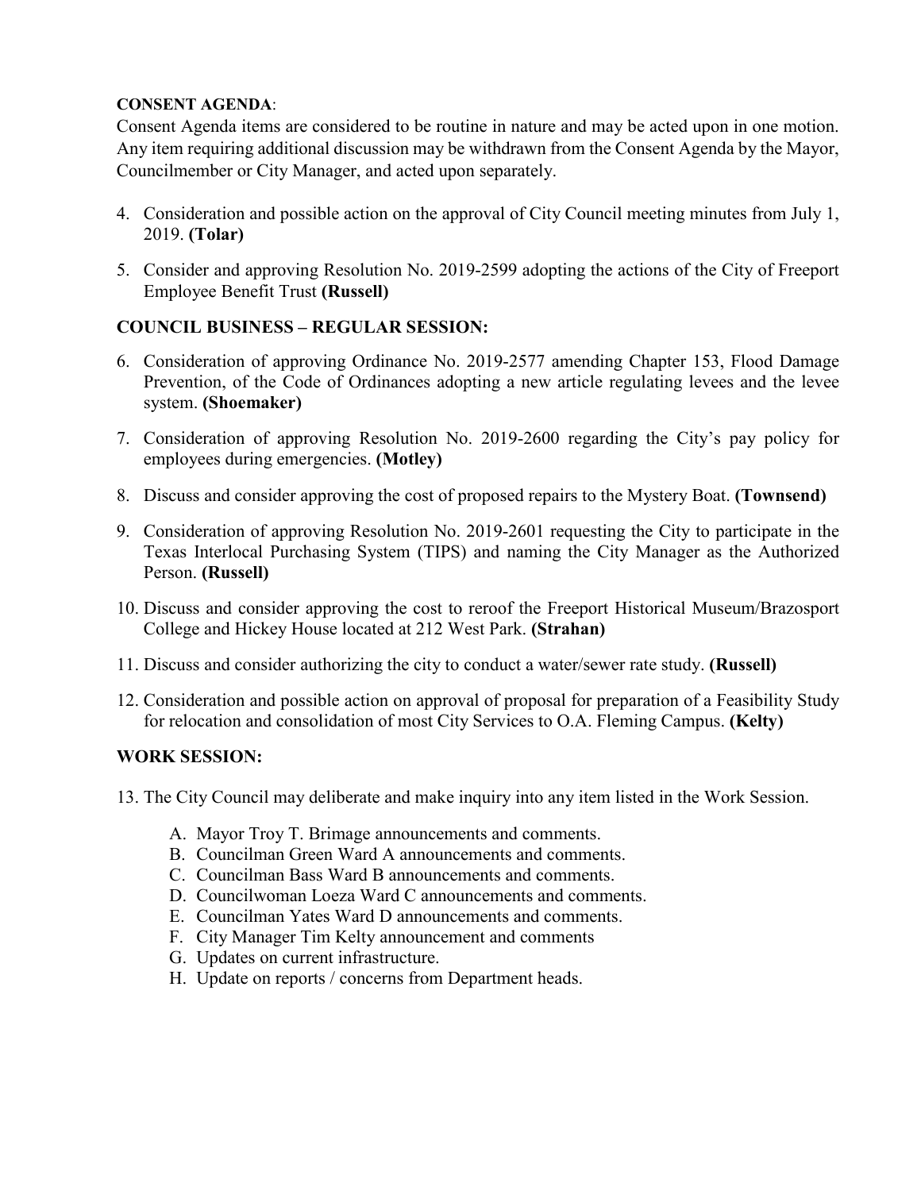**CONSENT AGENDA**:

Consent Agenda items are considered to be routine in nature and may be acted upon in one motion. Any item requiring additional discussion may be withdrawn from the Consent Agenda by the Mayor, Councilmember or City Manager, and acted upon separately.

4. Consideration and possible action on the approval of City Council meeting minutes from July 1, 2019. **(Tolar)**
5. Consider and approving Resolution No. 2019-2599 adopting the actions of the City of Freeport Employee Benefit Trust **(Russell)**

**COUNCIL BUSINESS – REGULAR SESSION:**

6. Consideration of approving Ordinance No. 2019-2577 amending Chapter 153, Flood Damage Prevention, of the Code of Ordinances adopting a new article regulating levees and the levee system. **(Shoemaker)**
7. Consideration of approving Resolution No. 2019-2600 regarding the City's pay policy for employees during emergencies. **(Motley)**
8. Discuss and consider approving the cost of proposed repairs to the Mystery Boat. **(Townsend)**
9. Consideration of approving Resolution No. 2019-2601 requesting the City to participate in the Texas Interlocal Purchasing System (TIPS) and naming the City Manager as the Authorized Person. **(Russell)**
10. Discuss and consider approving the cost to reroof the Freeport Historical Museum/Brazosport College and Hickey House located at 212 West Park. **(Strahan)**
11. Discuss and consider authorizing the city to conduct a water/sewer rate study. **(Russell)**
12. Consideration and possible action on approval of proposal for preparation of a Feasibility Study for relocation and consolidation of most City Services to O.A. Fleming Campus. **(Kelty)**

**WORK SESSION:**

13. The City Council may deliberate and make inquiry into any item listed in the Work Session.
    A. Mayor Troy T. Brimage announcements and comments.
    B. Councilman Green Ward A announcements and comments.
    C. Councilman Bass Ward B announcements and comments.
    D. Councilwoman Loeza Ward C announcements and comments.
    E. Councilman Yates Ward D announcements and comments.
    F. City Manager Tim Kelty announcement and comments
    G. Updates on current infrastructure.
    H. Update on reports / concerns from Department heads.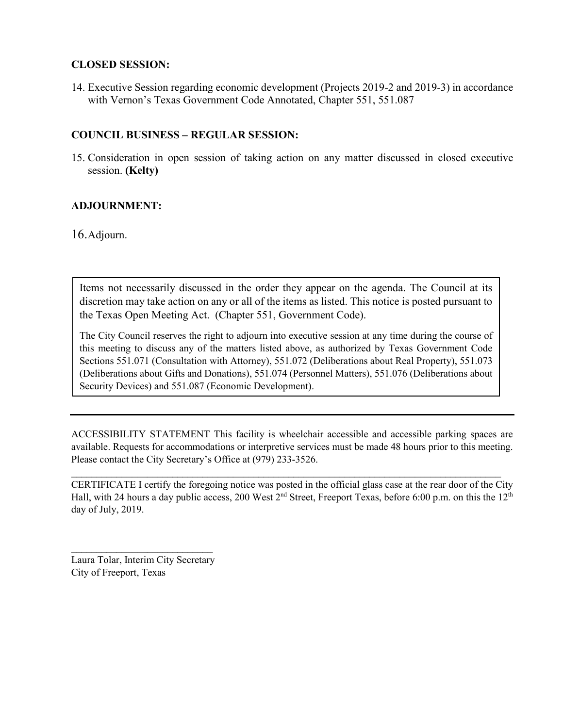**CLOSED SESSION:**

14. Executive Session regarding economic development (Projects 2019-2 and 2019-3) in accordance with Vernon's Texas Government Code Annotated, Chapter 551, 551.087

**COUNCIL BUSINESS – REGULAR SESSION:**

15. Consideration in open session of taking action on any matter discussed in closed executive session. **(Kelty)**

**ADJOURNMENT:**

16. Adjourn.

> Items not necessarily discussed in the order they appear on the agenda. The Council at its discretion may take action on any or all of the items as listed. This notice is posted pursuant to the Texas Open Meeting Act. (Chapter 551, Government Code).
>
> The City Council reserves the right to adjourn into executive session at any time during the course of this meeting to discuss any of the matters listed above, as authorized by Texas Government Code Sections 551.071 (Consultation with Attorney), 551.072 (Deliberations about Real Property), 551.073 (Deliberations about Gifts and Donations), 551.074 (Personnel Matters), 551.076 (Deliberations about Security Devices) and 551.087 (Economic Development).

---

ACCESSIBILITY STATEMENT This facility is wheelchair accessible and accessible parking spaces are available. Requests for accommodations or interpretive services must be made 48 hours prior to this meeting. Please contact the City Secretary's Office at (979) 233-3526.

---

CERTIFICATE I certify the foregoing notice was posted in the official glass case at the rear door of the City Hall, with 24 hours a day public access, 200 West 2nd Street, Freeport Texas, before 6:00 p.m. on this the 12th day of July, 2019.

\_\_\_\_\_\_\_\_\_\_\_\_\_\_\_\_\_\_\_\_\_\_\_\_\_\_\_\_\_\_

Laura Tolar, Interim City Secretary
City of Freeport, Texas